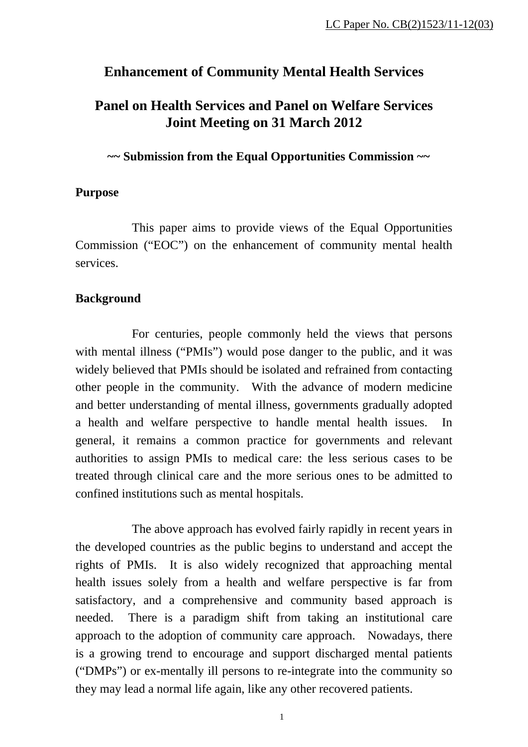LC Paper No. CB(2)1523/11-12(03)

# Enhancement of Community Mental Health Services

## Panel on Health Services and Panel on Welfare Services Joint Meeting on 31 March 2012

**~~ Submission from the Equal Opportunities Commission ~~**

**Purpose**

This paper aims to provide views of the Equal Opportunities Commission ("EOC") on the enhancement of community mental health services.

**Background**

For centuries, people commonly held the views that persons with mental illness ("PMIs") would pose danger to the public, and it was widely believed that PMIs should be isolated and refrained from contacting other people in the community. With the advance of modern medicine and better understanding of mental illness, governments gradually adopted a health and welfare perspective to handle mental health issues. In general, it remains a common practice for governments and relevant authorities to assign PMIs to medical care: the less serious cases to be treated through clinical care and the more serious ones to be admitted to confined institutions such as mental hospitals.

The above approach has evolved fairly rapidly in recent years in the developed countries as the public begins to understand and accept the rights of PMIs. It is also widely recognized that approaching mental health issues solely from a health and welfare perspective is far from satisfactory, and a comprehensive and community based approach is needed. There is a paradigm shift from taking an institutional care approach to the adoption of community care approach. Nowadays, there is a growing trend to encourage and support discharged mental patients ("DMPs") or ex-mentally ill persons to re-integrate into the community so they may lead a normal life again, like any other recovered patients.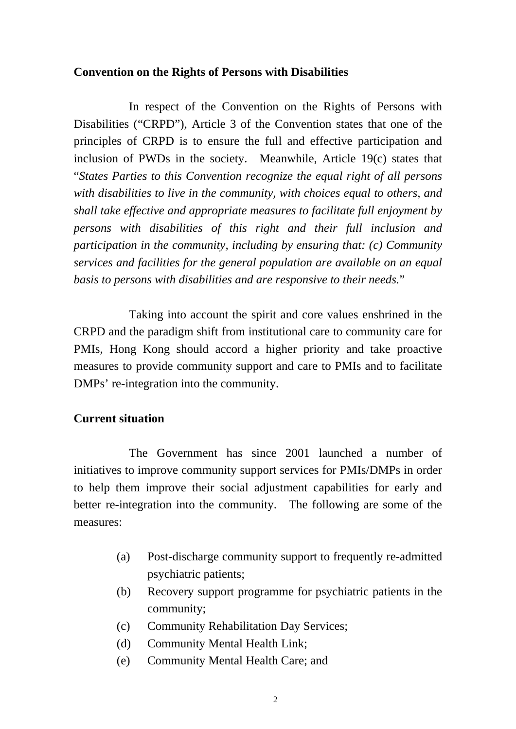**Convention on the Rights of Persons with Disabilities**

In respect of the Convention on the Rights of Persons with Disabilities ("CRPD"), Article 3 of the Convention states that one of the principles of CRPD is to ensure the full and effective participation and inclusion of PWDs in the society. Meanwhile, Article 19(c) states that "*States Parties to this Convention recognize the equal right of all persons with disabilities to live in the community, with choices equal to others, and shall take effective and appropriate measures to facilitate full enjoyment by persons with disabilities of this right and their full inclusion and participation in the community, including by ensuring that: (c) Community services and facilities for the general population are available on an equal basis to persons with disabilities and are responsive to their needs.*"

Taking into account the spirit and core values enshrined in the CRPD and the paradigm shift from institutional care to community care for PMIs, Hong Kong should accord a higher priority and take proactive measures to provide community support and care to PMIs and to facilitate DMPs' re-integration into the community.

**Current situation**

The Government has since 2001 launched a number of initiatives to improve community support services for PMIs/DMPs in order to help them improve their social adjustment capabilities for early and better re-integration into the community. The following are some of the measures:

(a) Post-discharge community support to frequently re-admitted psychiatric patients;
(b) Recovery support programme for psychiatric patients in the community;
(c) Community Rehabilitation Day Services;
(d) Community Mental Health Link;
(e) Community Mental Health Care; and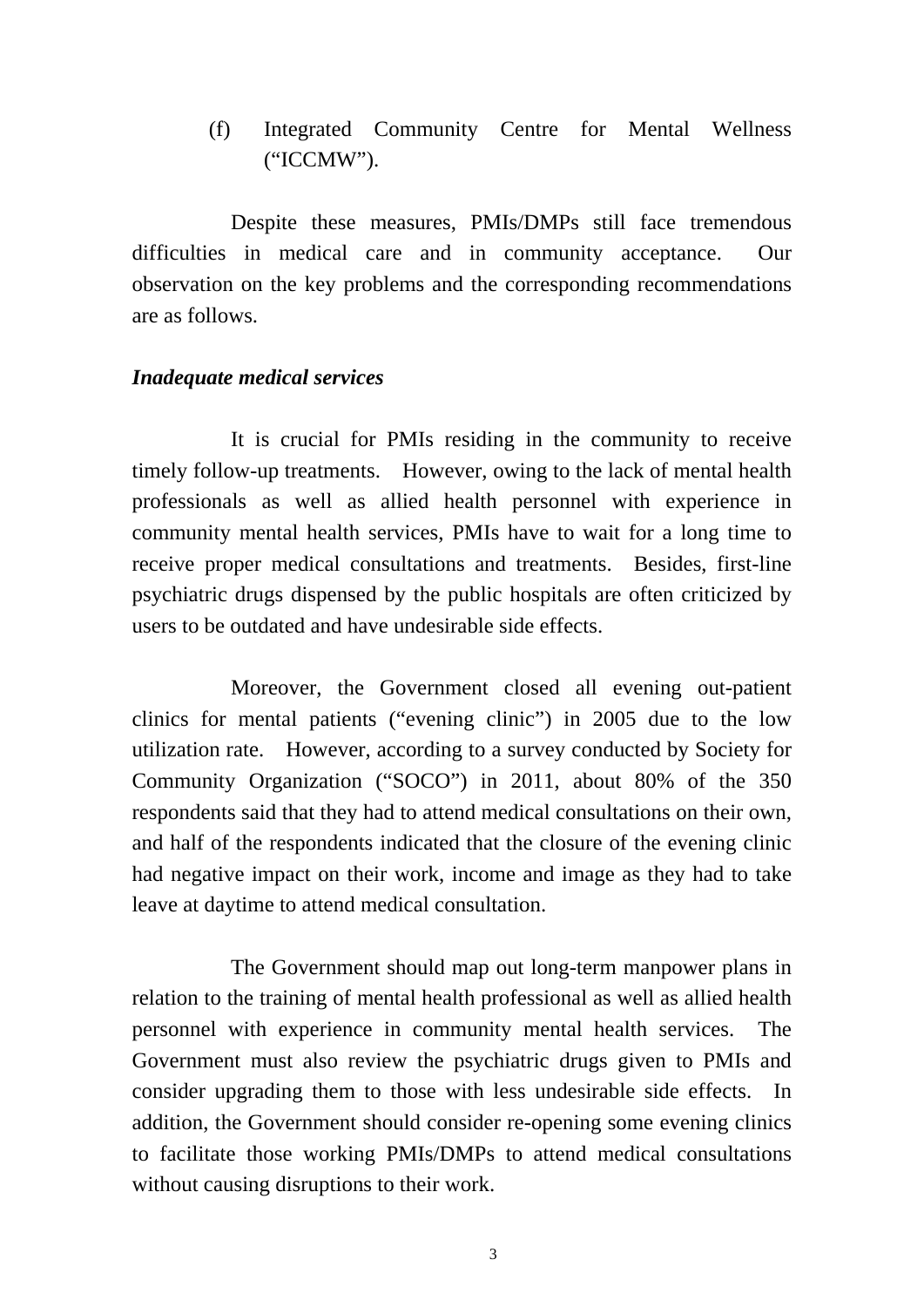(f) Integrated Community Centre for Mental Wellness ("ICCMW").

Despite these measures, PMIs/DMPs still face tremendous difficulties in medical care and in community acceptance. Our observation on the key problems and the corresponding recommendations are as follows.

***Inadequate medical services***

It is crucial for PMIs residing in the community to receive timely follow-up treatments. However, owing to the lack of mental health professionals as well as allied health personnel with experience in community mental health services, PMIs have to wait for a long time to receive proper medical consultations and treatments. Besides, first-line psychiatric drugs dispensed by the public hospitals are often criticized by users to be outdated and have undesirable side effects.

Moreover, the Government closed all evening out-patient clinics for mental patients ("evening clinic") in 2005 due to the low utilization rate. However, according to a survey conducted by Society for Community Organization ("SOCO") in 2011, about 80% of the 350 respondents said that they had to attend medical consultations on their own, and half of the respondents indicated that the closure of the evening clinic had negative impact on their work, income and image as they had to take leave at daytime to attend medical consultation.

The Government should map out long-term manpower plans in relation to the training of mental health professional as well as allied health personnel with experience in community mental health services. The Government must also review the psychiatric drugs given to PMIs and consider upgrading them to those with less undesirable side effects. In addition, the Government should consider re-opening some evening clinics to facilitate those working PMIs/DMPs to attend medical consultations without causing disruptions to their work.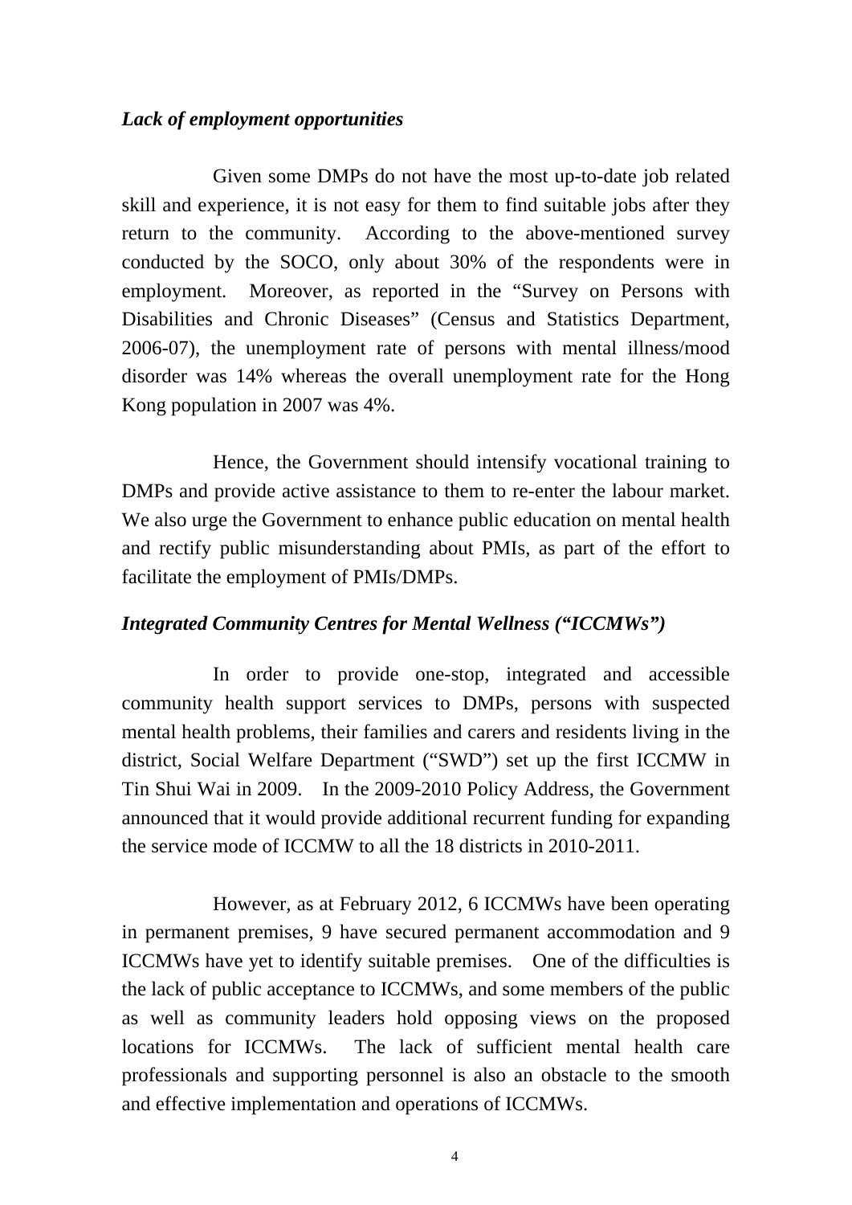***Lack of employment opportunities***

Given some DMPs do not have the most up-to-date job related skill and experience, it is not easy for them to find suitable jobs after they return to the community. According to the above-mentioned survey conducted by the SOCO, only about 30% of the respondents were in employment. Moreover, as reported in the "Survey on Persons with Disabilities and Chronic Diseases" (Census and Statistics Department, 2006-07), the unemployment rate of persons with mental illness/mood disorder was 14% whereas the overall unemployment rate for the Hong Kong population in 2007 was 4%.

Hence, the Government should intensify vocational training to DMPs and provide active assistance to them to re-enter the labour market. We also urge the Government to enhance public education on mental health and rectify public misunderstanding about PMIs, as part of the effort to facilitate the employment of PMIs/DMPs.

***Integrated Community Centres for Mental Wellness ("ICCMWs")***

In order to provide one-stop, integrated and accessible community health support services to DMPs, persons with suspected mental health problems, their families and carers and residents living in the district, Social Welfare Department ("SWD") set up the first ICCMW in Tin Shui Wai in 2009. In the 2009-2010 Policy Address, the Government announced that it would provide additional recurrent funding for expanding the service mode of ICCMW to all the 18 districts in 2010-2011.

However, as at February 2012, 6 ICCMWs have been operating in permanent premises, 9 have secured permanent accommodation and 9 ICCMWs have yet to identify suitable premises. One of the difficulties is the lack of public acceptance to ICCMWs, and some members of the public as well as community leaders hold opposing views on the proposed locations for ICCMWs. The lack of sufficient mental health care professionals and supporting personnel is also an obstacle to the smooth and effective implementation and operations of ICCMWs.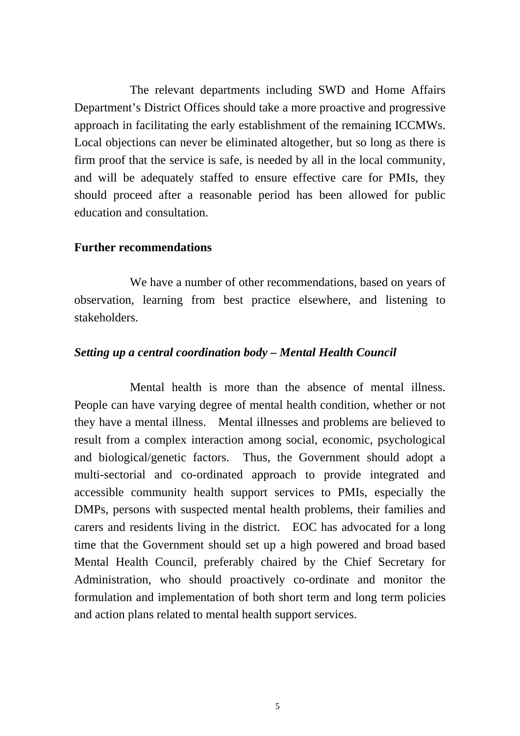The relevant departments including SWD and Home Affairs Department's District Offices should take a more proactive and progressive approach in facilitating the early establishment of the remaining ICCMWs. Local objections can never be eliminated altogether, but so long as there is firm proof that the service is safe, is needed by all in the local community, and will be adequately staffed to ensure effective care for PMIs, they should proceed after a reasonable period has been allowed for public education and consultation.

**Further recommendations**

We have a number of other recommendations, based on years of observation, learning from best practice elsewhere, and listening to stakeholders.

***Setting up a central coordination body – Mental Health Council***

Mental health is more than the absence of mental illness. People can have varying degree of mental health condition, whether or not they have a mental illness. Mental illnesses and problems are believed to result from a complex interaction among social, economic, psychological and biological/genetic factors. Thus, the Government should adopt a multi-sectorial and co-ordinated approach to provide integrated and accessible community health support services to PMIs, especially the DMPs, persons with suspected mental health problems, their families and carers and residents living in the district. EOC has advocated for a long time that the Government should set up a high powered and broad based Mental Health Council, preferably chaired by the Chief Secretary for Administration, who should proactively co-ordinate and monitor the formulation and implementation of both short term and long term policies and action plans related to mental health support services.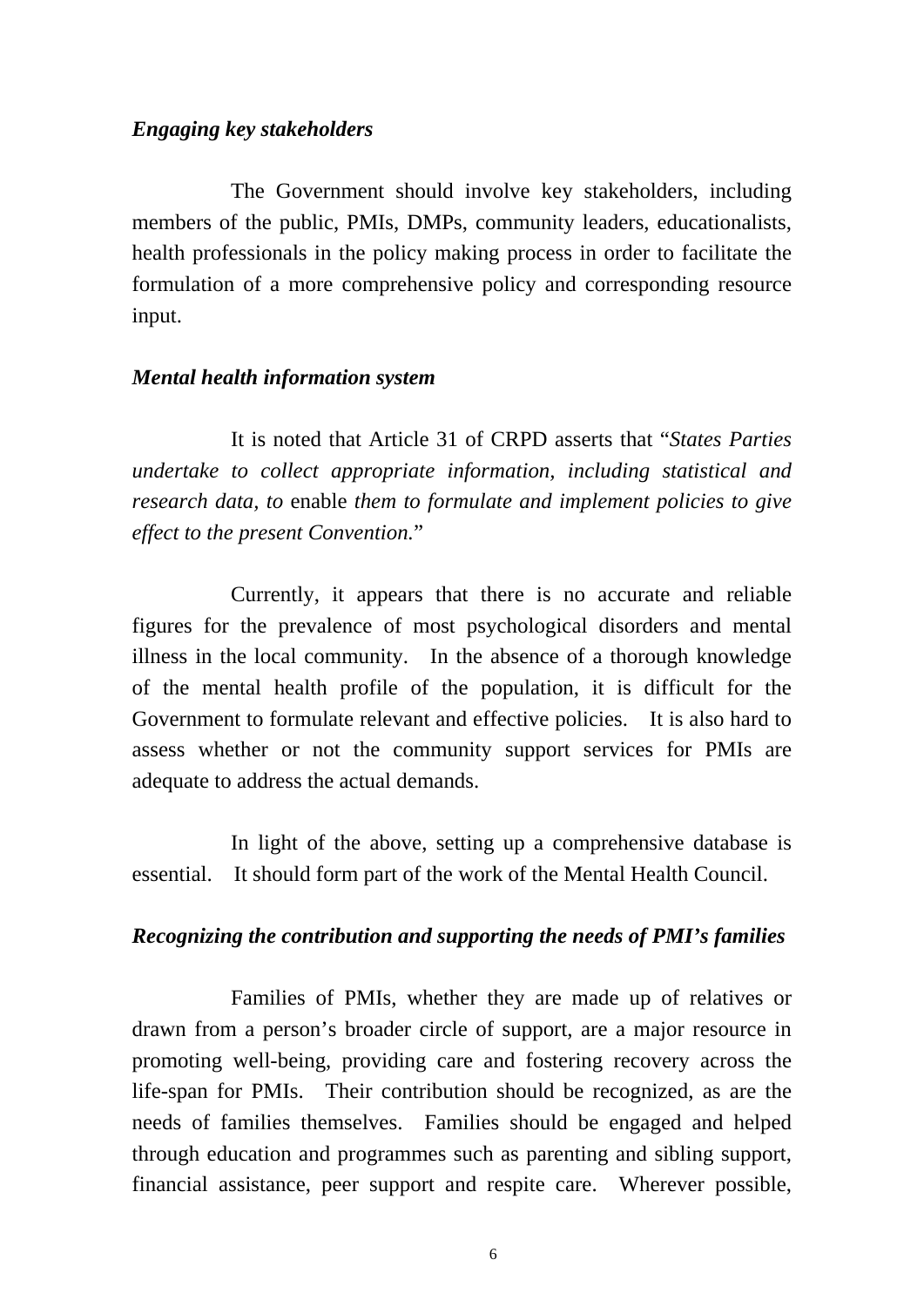***Engaging key stakeholders***

The Government should involve key stakeholders, including members of the public, PMIs, DMPs, community leaders, educationalists, health professionals in the policy making process in order to facilitate the formulation of a more comprehensive policy and corresponding resource input.

***Mental health information system***

It is noted that Article 31 of CRPD asserts that "*States Parties undertake to collect appropriate information, including statistical and research data, to* enable *them to formulate and implement policies to give effect to the present Convention.*"

Currently, it appears that there is no accurate and reliable figures for the prevalence of most psychological disorders and mental illness in the local community. In the absence of a thorough knowledge of the mental health profile of the population, it is difficult for the Government to formulate relevant and effective policies. It is also hard to assess whether or not the community support services for PMIs are adequate to address the actual demands.

In light of the above, setting up a comprehensive database is essential. It should form part of the work of the Mental Health Council.

***Recognizing the contribution and supporting the needs of PMI's families***

Families of PMIs, whether they are made up of relatives or drawn from a person's broader circle of support, are a major resource in promoting well-being, providing care and fostering recovery across the life-span for PMIs. Their contribution should be recognized, as are the needs of families themselves. Families should be engaged and helped through education and programmes such as parenting and sibling support, financial assistance, peer support and respite care. Wherever possible,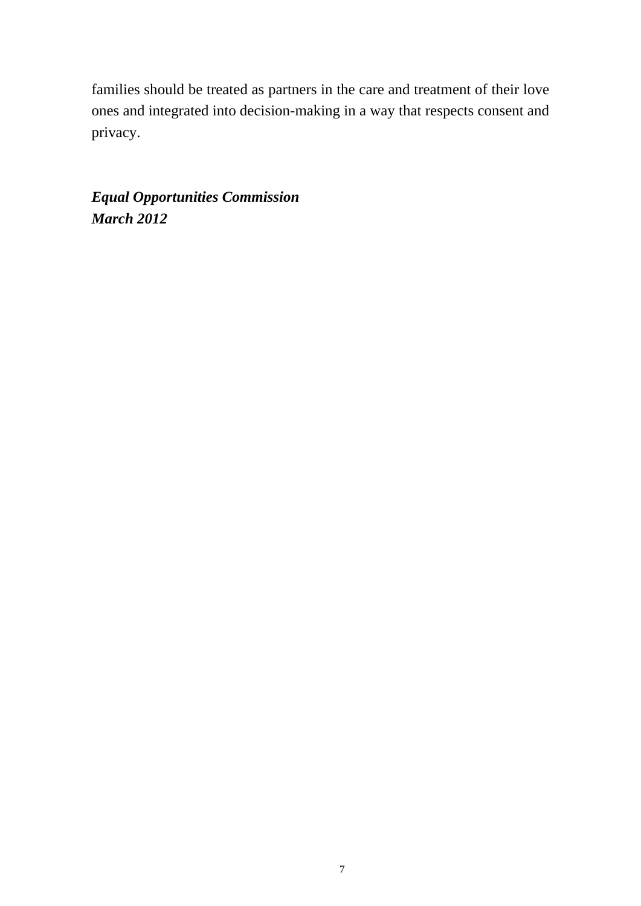families should be treated as partners in the care and treatment of their love ones and integrated into decision-making in a way that respects consent and privacy.

***Equal Opportunities Commission***
***March 2012***